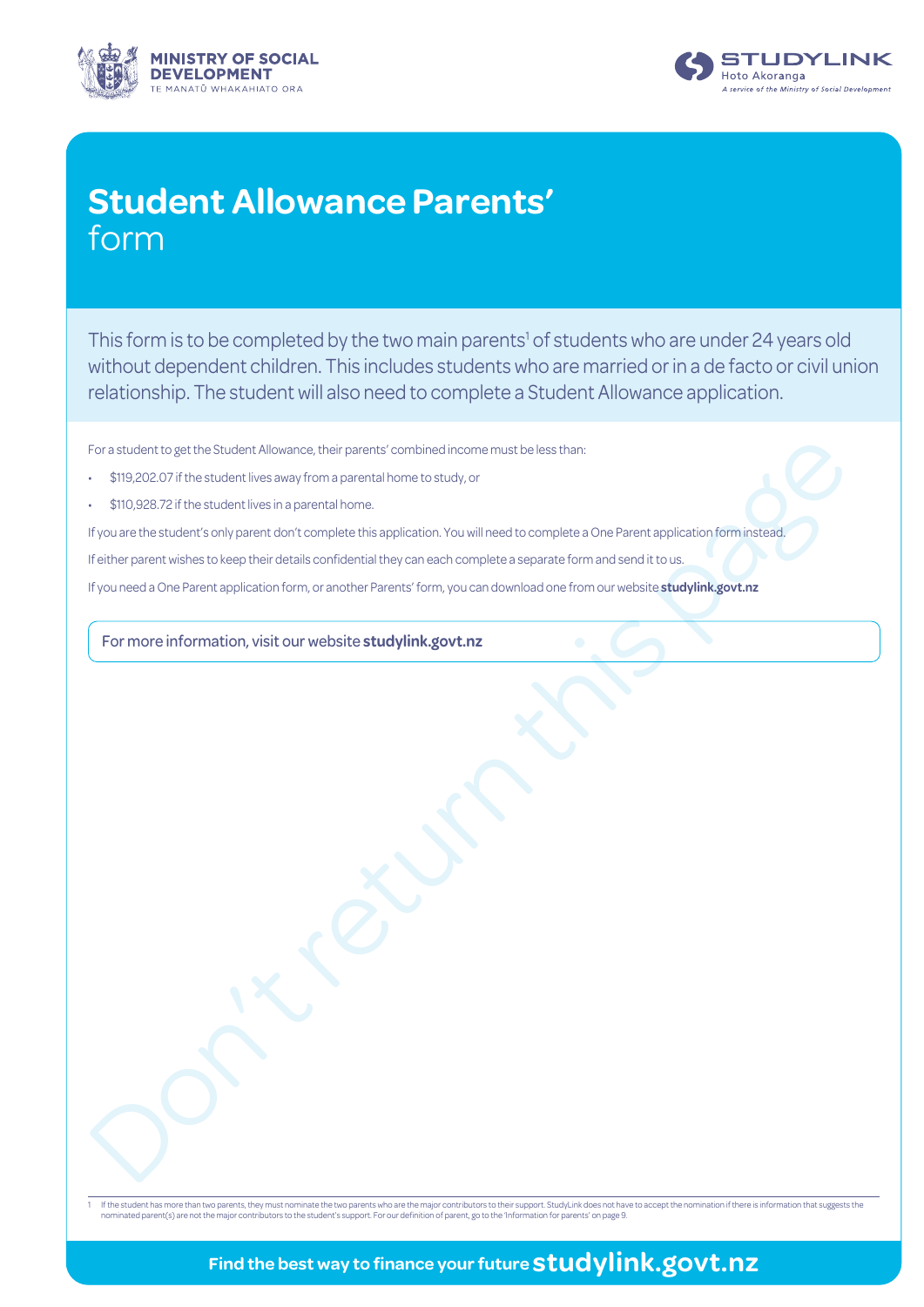MINISTRY OF SOCIAL DEVELOPMENT
TE MANATŪ WHAKAHIATO ORA

STUDYLINK
Hoto Akoranga
A service of the Ministry of Social Development

# Student Allowance Parents' form

This form is to be completed by the two main parents[1] of students who are under 24 years old without dependent children. This includes students who are married or in a de facto or civil union relationship. The student will also need to complete a Student Allowance application.

For a student to get the Student Allowance, their parents' combined income must be less than:

- $119,202.07 if the student lives away from a parental home to study, or
- $110,928.72 if the student lives in a parental home.

If you are the student's only parent don't complete this application. You will need to complete a One Parent application form instead.

If either parent wishes to keep their details confidential they can each complete a separate form and send it to us.

If you need a One Parent application form, or another Parents' form, you can download one from our website **studylink.govt.nz**

For more information, visit our website **studylink.govt.nz**

Don't return this page

[1] If the student has more than two parents, they must nominate the two parents who are the major contributors to their support. StudyLink does not have to accept the nomination if there is information that suggests the nominated parent(s) are not the major contributors to the student's support. For our definition of parent, go to the 'Information for parents' on page 9.

Find the best way to finance your future **studylink.govt.nz**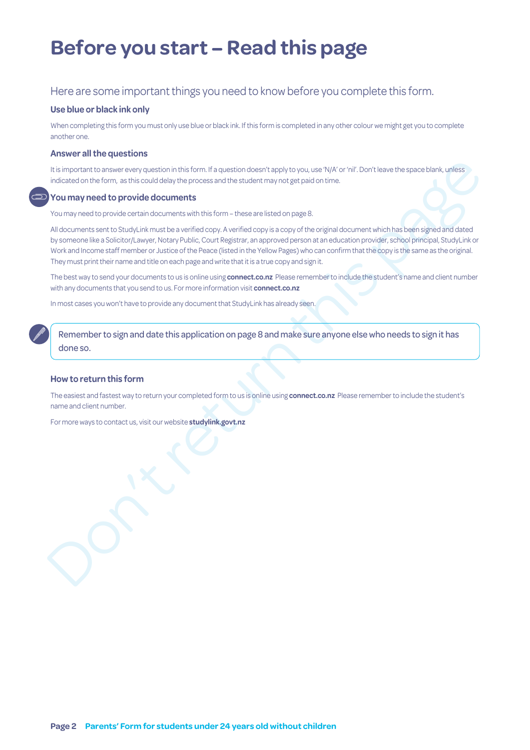# Before you start – Read this page

Here are some important things you need to know before you complete this form.

### Use blue or black ink only

When completing this form you must only use blue or black ink. If this form is completed in any other colour we might get you to complete another one.

### Answer all the questions

It is important to answer every question in this form. If a question doesn't apply to you, use 'N/A' or 'nil'. Don't leave the space blank, unless indicated on the form, as this could delay the process and the student may not get paid on time.

### You may need to provide documents

You may need to provide certain documents with this form – these are listed on page 8.

All documents sent to StudyLink must be a verified copy. A verified copy is a copy of the original document which has been signed and dated by someone like a Solicitor/Lawyer, Notary Public, Court Registrar, an approved person at an education provider, school principal, StudyLink or Work and Income staff member or Justice of the Peace (listed in the Yellow Pages) who can confirm that the copy is the same as the original. They must print their name and title on each page and write that it is a true copy and sign it.

The best way to send your documents to us is online using **connect.co.nz** Please remember to include the student's name and client number with any documents that you send to us. For more information visit **connect.co.nz**

In most cases you won't have to provide any document that StudyLink has already seen.

Remember to sign and date this application on page 8 and make sure anyone else who needs to sign it has done so.

### How to return this form

The easiest and fastest way to return your completed form to us is online using **connect.co.nz** Please remember to include the student's name and client number.

For more ways to contact us, visit our website **studylink.govt.nz**

Don't return this page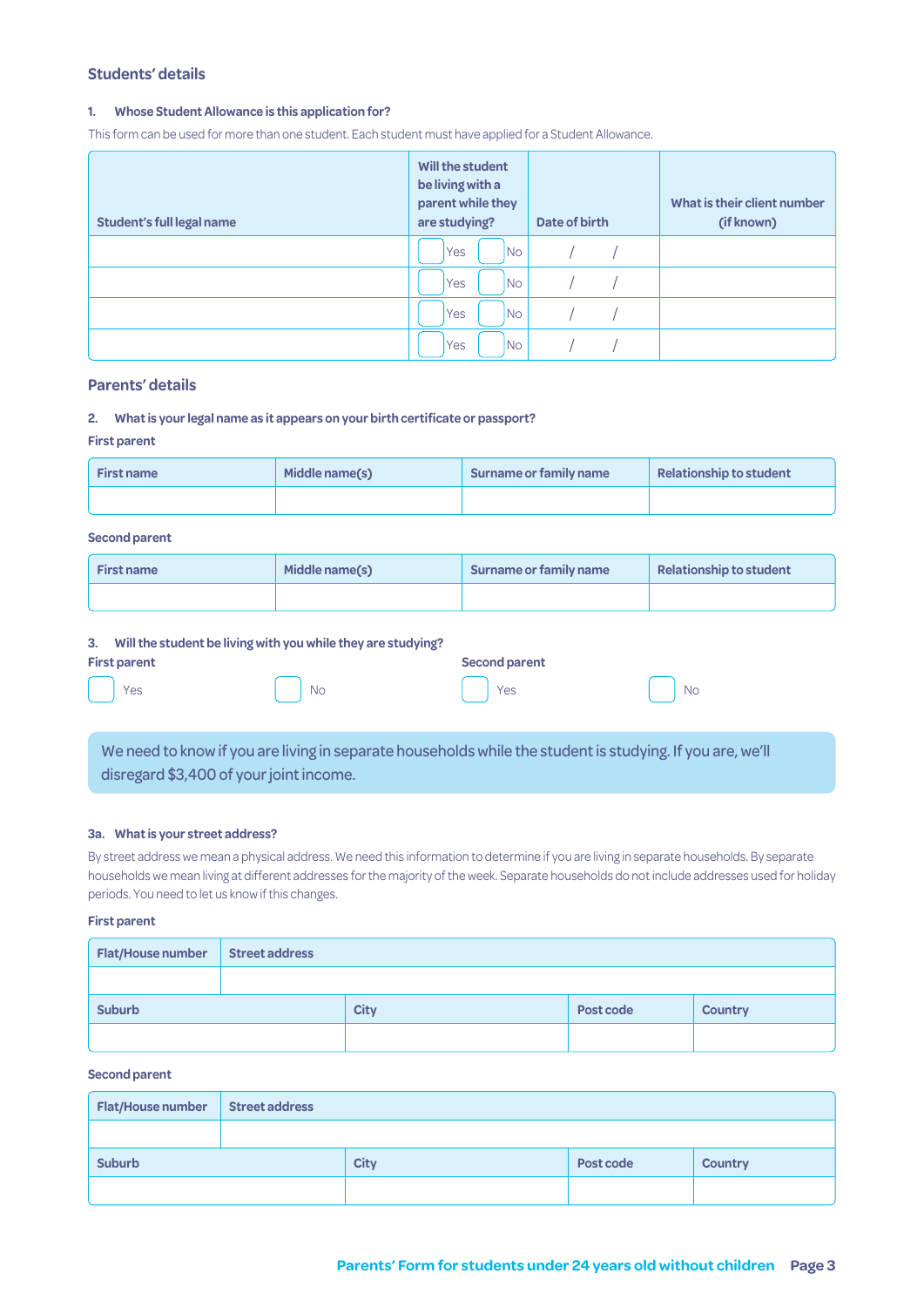## Students' details

**1. Whose Student Allowance is this application for?**

This form can be used for more than one student. Each student must have applied for a Student Allowance.

| Student's full legal name | Will the student be living with a parent while they are studying? | Date of birth | What is their client number (if known) |
|---|---|---|---|
| | ☐ Yes ☐ No | / / | |
| | ☐ Yes ☐ No | / / | |
| | ☐ Yes ☐ No | / / | |
| | ☐ Yes ☐ No | / / | |

## Parents' details

**2. What is your legal name as it appears on your birth certificate or passport?**

**First parent**

| First name | Middle name(s) | Surname or family name | Relationship to student |
|---|---|---|---|
| | | | |

**Second parent**

| First name | Middle name(s) | Surname or family name | Relationship to student |
|---|---|---|---|
| | | | |

**3. Will the student be living with you while they are studying?**

**First parent**

☐ Yes ☐ No

**Second parent**

☐ Yes ☐ No

We need to know if you are living in separate households while the student is studying. If you are, we'll disregard $3,400 of your joint income.

**3a. What is your street address?**

By street address we mean a physical address. We need this information to determine if you are living in separate households. By separate households we mean living at different addresses for the majority of the week. Separate households do not include addresses used for holiday periods. You need to let us know if this changes.

**First parent**

| Flat/House number | Street address | | |
|---|---|---|---|
| | | | |
| **Suburb** | **City** | **Post code** | **Country** |
| | | | |

**Second parent**

| Flat/House number | Street address | | |
|---|---|---|---|
| | | | |
| **Suburb** | **City** | **Post code** | **Country** |
| | | | |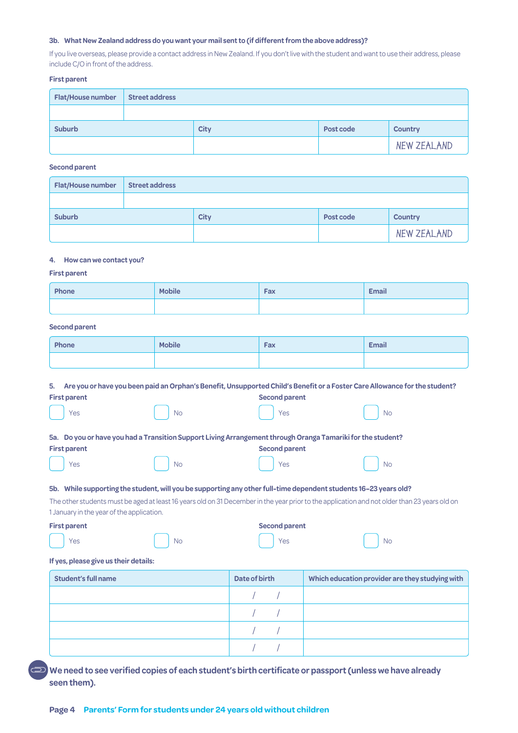**3b. What New Zealand address do you want your mail sent to (if different from the above address)?**

If you live overseas, please provide a contact address in New Zealand. If you don't live with the student and want to use their address, please include C/O in front of the address.

**First parent**

| Flat/House number | Street address | | |
|---|---|---|---|
| | | | |
| **Suburb** | **City** | **Post code** | **Country** |
| | | | NEW ZEALAND |

**Second parent**

| Flat/House number | Street address | | |
|---|---|---|---|
| | | | |
| **Suburb** | **City** | **Post code** | **Country** |
| | | | NEW ZEALAND |

**4. How can we contact you?**

**First parent**

| Phone | Mobile | Fax | Email |
|---|---|---|---|
| | | | |

**Second parent**

| Phone | Mobile | Fax | Email |
|---|---|---|---|
| | | | |

**5. Are you or have you been paid an Orphan's Benefit, Unsupported Child's Benefit or a Foster Care Allowance for the student?**

**First parent**

☐ Yes ☐ No

**Second parent**

☐ Yes ☐ No

**5a. Do you or have you had a Transition Support Living Arrangement through Oranga Tamariki for the student?**

**First parent**

☐ Yes ☐ No

**Second parent**

☐ Yes ☐ No

**5b. While supporting the student, will you be supporting any other full-time dependent students 16–23 years old?**

The other students must be aged at least 16 years old on 31 December in the year prior to the application and not older than 23 years old on 1 January in the year of the application.

**First parent**

☐ Yes ☐ No

**Second parent**

☐ Yes ☐ No

**If yes, please give us their details:**

| Student's full name | Date of birth | Which education provider are they studying with |
|---|---|---|
| | / / | |
| | / / | |
| | / / | |
| | / / | |

**We need to see verified copies of each student's birth certificate or passport (unless we have already seen them).**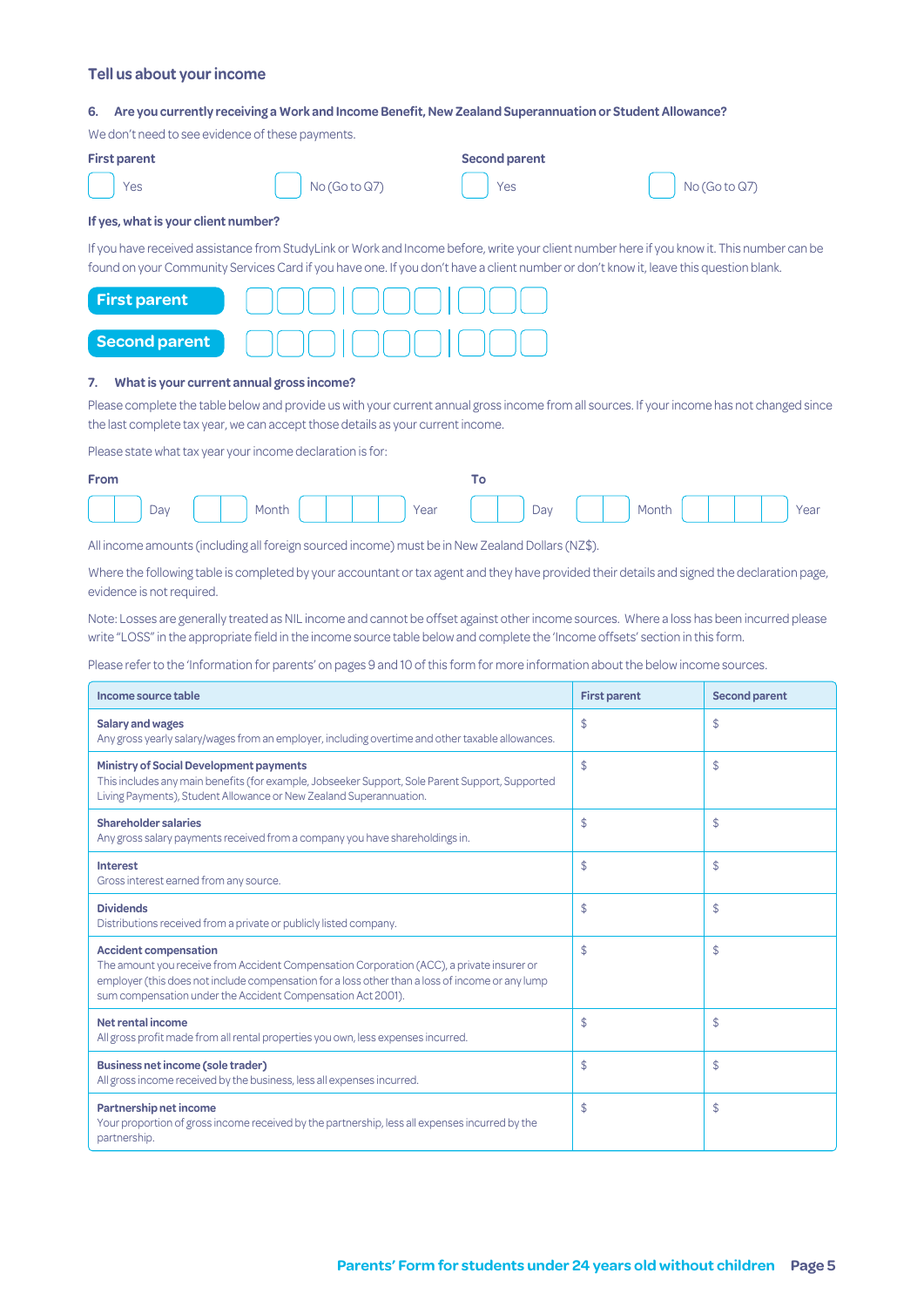## Tell us about your income

**6. Are you currently receiving a Work and Income Benefit, New Zealand Superannuation or Student Allowance?**

We don't need to see evidence of these payments.

**First parent**

☐ Yes ☐ No (Go to Q7)

**Second parent**

☐ Yes ☐ No (Go to Q7)

**If yes, what is your client number?**

If you have received assistance from StudyLink or Work and Income before, write your client number here if you know it. This number can be found on your Community Services Card if you have one. If you don't have a client number or don't know it, leave this question blank.

**First parent** ☐☐☐ | ☐☐☐ | ☐☐☐

**Second parent** ☐☐☐ | ☐☐☐ | ☐☐☐

**7. What is your current annual gross income?**

Please complete the table below and provide us with your current annual gross income from all sources. If your income has not changed since the last complete tax year, we can accept those details as your current income.

Please state what tax year your income declaration is for:

**From** ☐☐ Day ☐☐ Month ☐☐☐☐ Year

**To** ☐☐ Day ☐☐ Month ☐☐☐☐ Year

All income amounts (including all foreign sourced income) must be in New Zealand Dollars (NZ$).

Where the following table is completed by your accountant or tax agent and they have provided their details and signed the declaration page, evidence is not required.

Note: Losses are generally treated as NIL income and cannot be offset against other income sources. Where a loss has been incurred please write "LOSS" in the appropriate field in the income source table below and complete the 'Income offsets' section in this form.

Please refer to the 'Information for parents' on pages 9 and 10 of this form for more information about the below income sources.

| Income source table | First parent | Second parent |
|---|---|---|
| **Salary and wages**<br>Any gross yearly salary/wages from an employer, including overtime and other taxable allowances. | $ | $ |
| **Ministry of Social Development payments**<br>This includes any main benefits (for example, Jobseeker Support, Sole Parent Support, Supported Living Payments), Student Allowance or New Zealand Superannuation. | $ | $ |
| **Shareholder salaries**<br>Any gross salary payments received from a company you have shareholdings in. | $ | $ |
| **Interest**<br>Gross interest earned from any source. | $ | $ |
| **Dividends**<br>Distributions received from a private or publicly listed company. | $ | $ |
| **Accident compensation**<br>The amount you receive from Accident Compensation Corporation (ACC), a private insurer or employer (this does not include compensation for a loss other than a loss of income or any lump sum compensation under the Accident Compensation Act 2001). | $ | $ |
| **Net rental income**<br>All gross profit made from all rental properties you own, less expenses incurred. | $ | $ |
| **Business net income (sole trader)**<br>All gross income received by the business, less all expenses incurred. | $ | $ |
| **Partnership net income**<br>Your proportion of gross income received by the partnership, less all expenses incurred by the partnership. | $ | $ |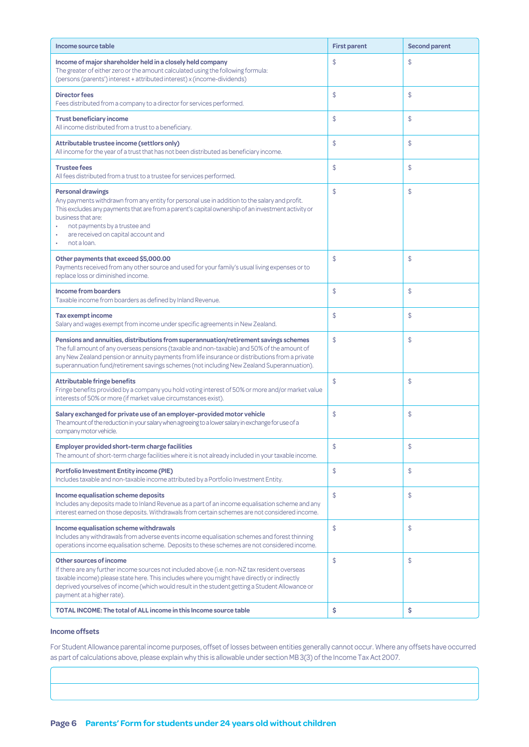| Income source table | First parent | Second parent |
|---|---|---|
| **Income of major shareholder held in a closely held company**<br>The greater of either zero or the amount calculated using the following formula:<br>(persons (parents') interest + attributed interest) x (income-dividends) | $ | $ |
| **Director fees**<br>Fees distributed from a company to a director for services performed. | $ | $ |
| **Trust beneficiary income**<br>All income distributed from a trust to a beneficiary. | $ | $ |
| **Attributable trustee income (settlors only)**<br>All income for the year of a trust that has not been distributed as beneficiary income. | $ | $ |
| **Trustee fees**<br>All fees distributed from a trust to a trustee for services performed. | $ | $ |
| **Personal drawings**<br>Any payments withdrawn from any entity for personal use in addition to the salary and profit. This excludes any payments that are from a parent's capital ownership of an investment activity or business that are:<br>• not payments by a trustee and<br>• are received on capital account and<br>• not a loan. | $ | $ |
| **Other payments that exceed $5,000.00**<br>Payments received from any other source and used for your family's usual living expenses or to replace loss or diminished income. | $ | $ |
| **Income from boarders**<br>Taxable income from boarders as defined by Inland Revenue. | $ | $ |
| **Tax exempt income**<br>Salary and wages exempt from income under specific agreements in New Zealand. | $ | $ |
| **Pensions and annuities, distributions from superannuation/retirement savings schemes**<br>The full amount of any overseas pensions (taxable and non-taxable) and 50% of the amount of any New Zealand pension or annuity payments from life insurance or distributions from a private superannuation fund/retirement savings schemes (not including New Zealand Superannuation). | $ | $ |
| **Attributable fringe benefits**<br>Fringe benefits provided by a company you hold voting interest of 50% or more and/or market value interests of 50% or more (if market value circumstances exist). | $ | $ |
| **Salary exchanged for private use of an employer-provided motor vehicle**<br>The amount of the reduction in your salary when agreeing to a lower salary in exchange for use of a company motor vehicle. | $ | $ |
| **Employer provided short-term charge facilities**<br>The amount of short-term charge facilities where it is not already included in your taxable income. | $ | $ |
| **Portfolio Investment Entity income (PIE)**<br>Includes taxable and non-taxable income attributed by a Portfolio Investment Entity. | $ | $ |
| **Income equalisation scheme deposits**<br>Includes any deposits made to Inland Revenue as a part of an income equalisation scheme and any interest earned on those deposits. Withdrawals from certain schemes are not considered income. | $ | $ |
| **Income equalisation scheme withdrawals**<br>Includes any withdrawals from adverse events income equalisation schemes and forest thinning operations income equalisation scheme. Deposits to these schemes are not considered income. | $ | $ |
| **Other sources of income**<br>If there are any further income sources not included above (i.e. non-NZ tax resident overseas taxable income) please state here. This includes where you might have directly or indirectly deprived yourselves of income (which would result in the student getting a Student Allowance or payment at a higher rate). | $ | $ |
| **TOTAL INCOME: The total of ALL income in this Income source table** | **$** | **$** |

### Income offsets

For Student Allowance parental income purposes, offset of losses between entities generally cannot occur. Where any offsets have occurred as part of calculations above, please explain why this is allowable under section MB 3(3) of the Income Tax Act 2007.

| |
|---|
| |

**Parents' Form for students under 24 years old without children**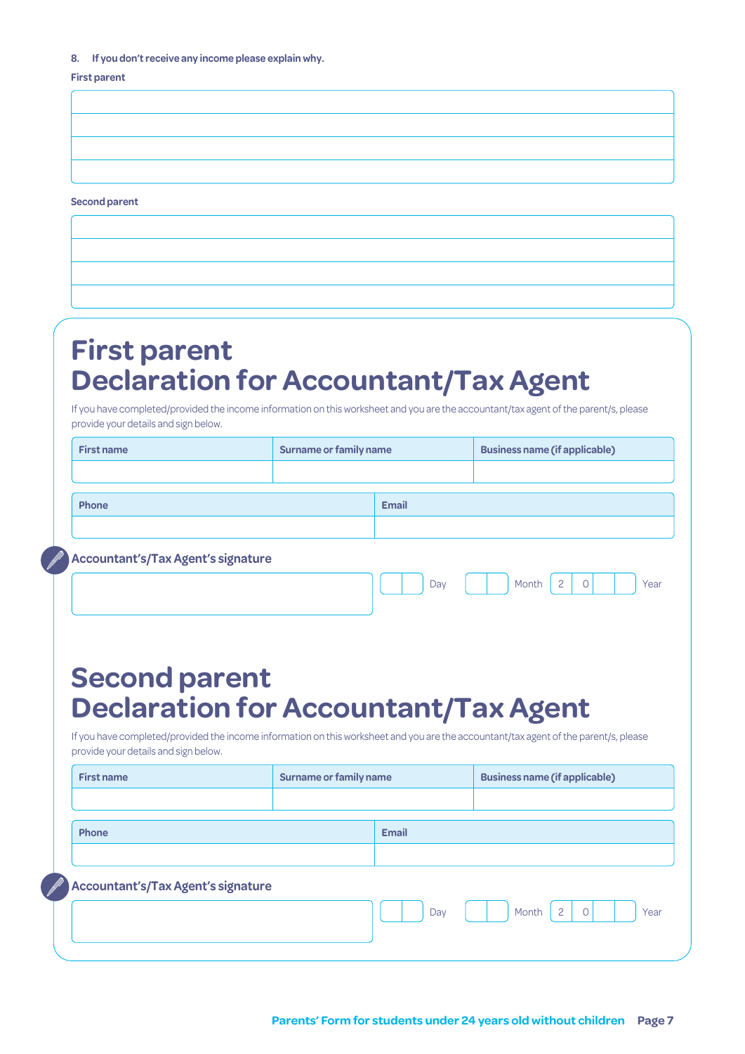**8. If you don't receive any income please explain why.**

**First parent**

| |
|---|
| |
| |
| |
| |

**Second parent**

| |
|---|
| |
| |
| |
| |

# First parent Declaration for Accountant/Tax Agent

If you have completed/provided the income information on this worksheet and you are the accountant/tax agent of the parent/s, please provide your details and sign below.

| First name | Surname or family name | Business name (if applicable) |
|---|---|---|
| | | |

| Phone | Email |
|---|---|
| | |

**Accountant's/Tax Agent's signature**

Day Month 2 0 Year

# Second parent Declaration for Accountant/Tax Agent

If you have completed/provided the income information on this worksheet and you are the accountant/tax agent of the parent/s, please provide your details and sign below.

| First name | Surname or family name | Business name (if applicable) |
|---|---|---|
| | | |

| Phone | Email |
|---|---|
| | |

**Accountant's/Tax Agent's signature**

Day Month 2 0 Year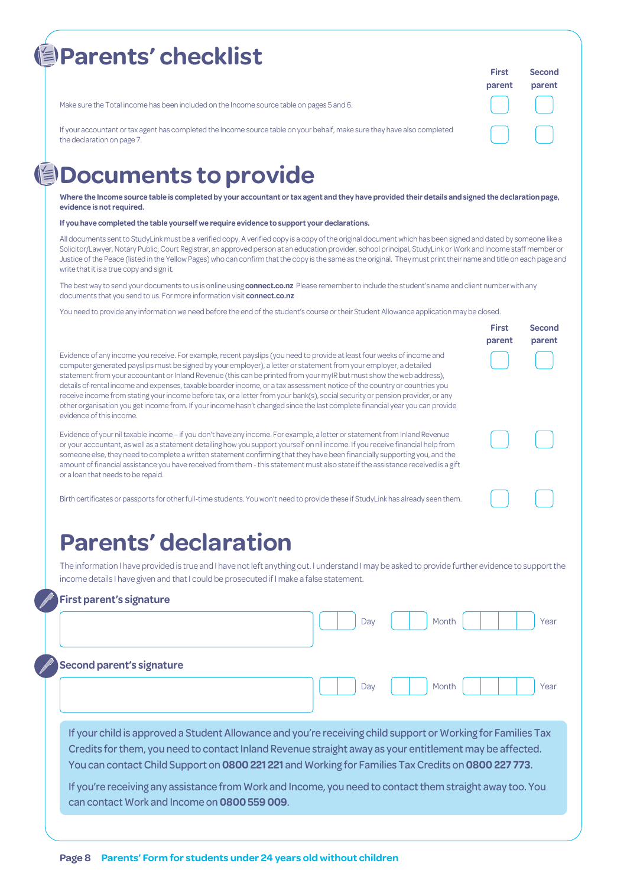# Parents' checklist

| | First parent | Second parent |
|---|---|---|
| Make sure the Total income has been included on the Income source table on pages 5 and 6. | ☐ | ☐ |
| If your accountant or tax agent has completed the Income source table on your behalf, make sure they have also completed the declaration on page 7. | ☐ | ☐ |

# Documents to provide

**Where the Income source table is completed by your accountant or tax agent and they have provided their details and signed the declaration page, evidence is not required.**

**If you have completed the table yourself we require evidence to support your declarations.**

All documents sent to StudyLink must be a verified copy. A verified copy is a copy of the original document which has been signed and dated by someone like a Solicitor/Lawyer, Notary Public, Court Registrar, an approved person at an education provider, school principal, StudyLink or Work and Income staff member or Justice of the Peace (listed in the Yellow Pages) who can confirm that the copy is the same as the original. They must print their name and title on each page and write that it is a true copy and sign it.

The best way to send your documents to us is online using **connect.co.nz** Please remember to include the student's name and client number with any documents that you send to us. For more information visit **connect.co.nz**

You need to provide any information we need before the end of the student's course or their Student Allowance application may be closed.

| | First parent | Second parent |
|---|---|---|
| Evidence of any income you receive. For example, recent payslips (you need to provide at least four weeks of income and computer generated payslips must be signed by your employer), a letter or statement from your employer, a detailed statement from your accountant or Inland Revenue (this can be printed from your myIR but must show the web address), details of rental income and expenses, taxable boarder income, or a tax assessment notice of the country or countries you receive income from stating your income before tax, or a letter from your bank(s), social security or pension provider, or any other organisation you get income from. If your income hasn't changed since the last complete financial year you can provide evidence of this income. | ☐ | ☐ |
| Evidence of your nil taxable income – if you don't have any income. For example, a letter or statement from Inland Revenue or your accountant, as well as a statement detailing how you support yourself on nil income. If you receive financial help from someone else, they need to complete a written statement confirming that they have been financially supporting you, and the amount of financial assistance you have received from them - this statement must also state if the assistance received is a gift or a loan that needs to be repaid. | ☐ | ☐ |
| Birth certificates or passports for other full-time students. You won't need to provide these if StudyLink has already seen them. | ☐ | ☐ |

# Parents' declaration

The information I have provided is true and I have not left anything out. I understand I may be asked to provide further evidence to support the income details I have given and that I could be prosecuted if I make a false statement.

**First parent's signature**

______________________ Day ___ Month ___ Year _____

**Second parent's signature**

______________________ Day ___ Month ___ Year _____

If your child is approved a Student Allowance and you're receiving child support or Working for Families Tax Credits for them, you need to contact Inland Revenue straight away as your entitlement may be affected. You can contact Child Support on **0800 221 221** and Working for Families Tax Credits on **0800 227 773**.

If you're receiving any assistance from Work and Income, you need to contact them straight away too. You can contact Work and Income on **0800 559 009**.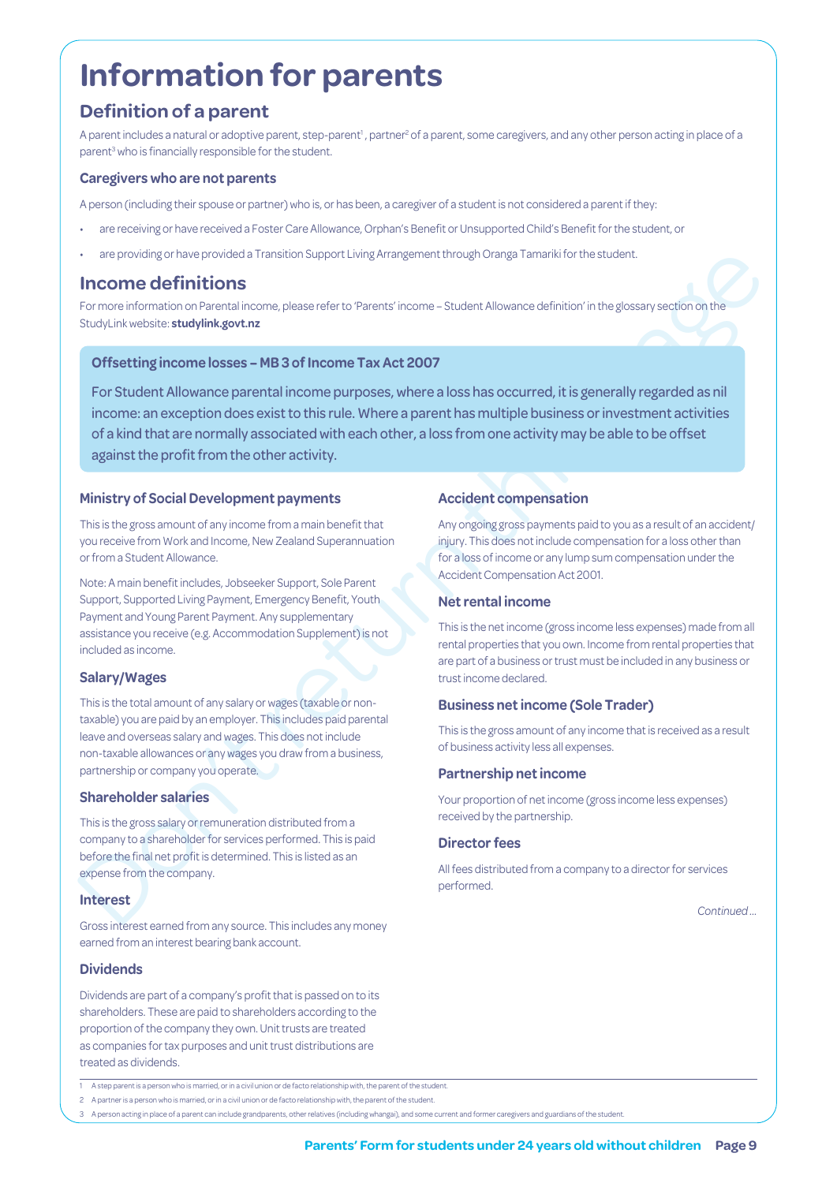# Information for parents

## Definition of a parent

A parent includes a natural or adoptive parent, step-parent[1], partner[2] of a parent, some caregivers, and any other person acting in place of a parent[3] who is financially responsible for the student.

### Caregivers who are not parents

A person (including their spouse or partner) who is, or has been, a caregiver of a student is not considered a parent if they:

- are receiving or have received a Foster Care Allowance, Orphan's Benefit or Unsupported Child's Benefit for the student, or
- are providing or have provided a Transition Support Living Arrangement through Oranga Tamariki for the student.

## Income definitions

For more information on Parental income, please refer to 'Parents' income – Student Allowance definition' in the glossary section on the StudyLink website: **studylink.govt.nz**

### Offsetting income losses – MB 3 of Income Tax Act 2007

For Student Allowance parental income purposes, where a loss has occurred, it is generally regarded as nil income: an exception does exist to this rule. Where a parent has multiple business or investment activities of a kind that are normally associated with each other, a loss from one activity may be able to be offset against the profit from the other activity.

### Ministry of Social Development payments

This is the gross amount of any income from a main benefit that you receive from Work and Income, New Zealand Superannuation or from a Student Allowance.

Note: A main benefit includes, Jobseeker Support, Sole Parent Support, Supported Living Payment, Emergency Benefit, Youth Payment and Young Parent Payment. Any supplementary assistance you receive (e.g. Accommodation Supplement) is not included as income.

### Salary/Wages

This is the total amount of any salary or wages (taxable or non-taxable) you are paid by an employer. This includes paid parental leave and overseas salary and wages. This does not include non-taxable allowances or any wages you draw from a business, partnership or company you operate.

### Shareholder salaries

This is the gross salary or remuneration distributed from a company to a shareholder for services performed. This is paid before the final net profit is determined. This is listed as an expense from the company.

### Interest

Gross interest earned from any source. This includes any money earned from an interest bearing bank account.

### Dividends

Dividends are part of a company's profit that is passed on to its shareholders. These are paid to shareholders according to the proportion of the company they own. Unit trusts are treated as companies for tax purposes and unit trust distributions are treated as dividends.

### Accident compensation

Any ongoing gross payments paid to you as a result of an accident/injury. This does not include compensation for a loss other than for a loss of income or any lump sum compensation under the Accident Compensation Act 2001.

### Net rental income

This is the net income (gross income less expenses) made from all rental properties that you own. Income from rental properties that are part of a business or trust must be included in any business or trust income declared.

### Business net income (Sole Trader)

This is the gross amount of any income that is received as a result of business activity less all expenses.

### Partnership net income

Your proportion of net income (gross income less expenses) received by the partnership.

### Director fees

All fees distributed from a company to a director for services performed.

*Continued ...*

---

1 A step parent is a person who is married, or in a civil union or de facto relationship with, the parent of the student.

2 A partner is a person who is married, or in a civil union or de facto relationship with, the parent of the student.

3 A person acting in place of a parent can include grandparents, other relatives (including whangai), and some current and former caregivers and guardians of the student.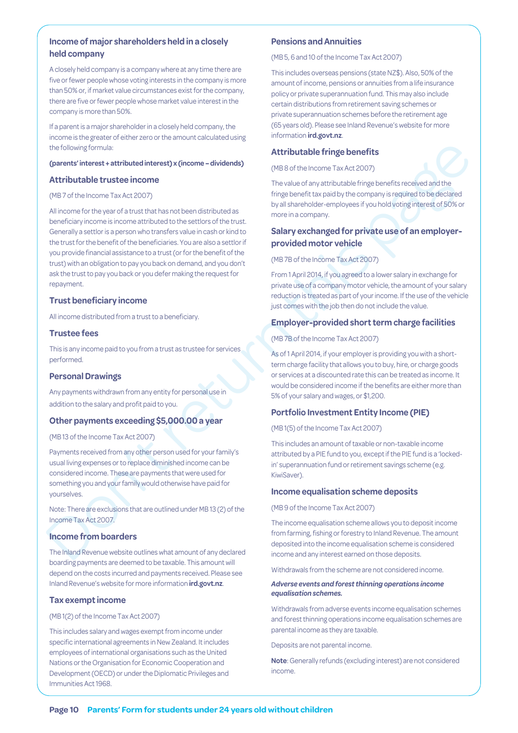## Income of major shareholders held in a closely held company

A closely held company is a company where at any time there are five or fewer people whose voting interests in the company is more than 50% or, if market value circumstances exist for the company, there are five or fewer people whose market value interest in the company is more than 50%.

If a parent is a major shareholder in a closely held company, the income is the greater of either zero or the amount calculated using the following formula:

**(parents' interest + attributed interest) x (income – dividends)**

## Attributable trustee income

(MB 7 of the Income Tax Act 2007)

All income for the year of a trust that has not been distributed as beneficiary income is income attributed to the settlors of the trust. Generally a settlor is a person who transfers value in cash or kind to the trust for the benefit of the beneficiaries. You are also a settlor if you provide financial assistance to a trust (or for the benefit of the trust) with an obligation to pay you back on demand, and you don't ask the trust to pay you back or you defer making the request for repayment.

## Trust beneficiary income

All income distributed from a trust to a beneficiary.

## Trustee fees

This is any income paid to you from a trust as trustee for services performed.

## Personal Drawings

Any payments withdrawn from any entity for personal use in addition to the salary and profit paid to you.

## Other payments exceeding $5,000.00 a year

(MB 13 of the Income Tax Act 2007)

Payments received from any other person used for your family's usual living expenses or to replace diminished income can be considered income. These are payments that were used for something you and your family would otherwise have paid for yourselves.

Note: There are exclusions that are outlined under MB 13 (2) of the Income Tax Act 2007.

## Income from boarders

The Inland Revenue website outlines what amount of any declared boarding payments are deemed to be taxable. This amount will depend on the costs incurred and payments received. Please see Inland Revenue's website for more information **ird.govt.nz**.

## Tax exempt income

(MB 1(2) of the Income Tax Act 2007)

This includes salary and wages exempt from income under specific international agreements in New Zealand. It includes employees of international organisations such as the United Nations or the Organisation for Economic Cooperation and Development (OECD) or under the Diplomatic Privileges and Immunities Act 1968.

## Pensions and Annuities

(MB 5, 6 and 10 of the Income Tax Act 2007)

This includes overseas pensions (state NZ$). Also, 50% of the amount of income, pensions or annuities from a life insurance policy or private superannuation fund. This may also include certain distributions from retirement saving schemes or private superannuation schemes before the retirement age (65 years old). Please see Inland Revenue's website for more information **ird.govt.nz**.

## Attributable fringe benefits

(MB 8 of the Income Tax Act 2007)

The value of any attributable fringe benefits received and the fringe benefit tax paid by the company is required to be declared by all shareholder-employees if you hold voting interest of 50% or more in a company.

## Salary exchanged for private use of an employer-provided motor vehicle

(MB 7B of the Income Tax Act 2007)

From 1 April 2014, if you agreed to a lower salary in exchange for private use of a company motor vehicle, the amount of your salary reduction is treated as part of your income. If the use of the vehicle just comes with the job then do not include the value.

## Employer-provided short term charge facilities

(MB 7B of the Income Tax Act 2007)

As of 1 April 2014, if your employer is providing you with a short-term charge facility that allows you to buy, hire, or charge goods or services at a discounted rate this can be treated as income. It would be considered income if the benefits are either more than 5% of your salary and wages, or $1,200.

## Portfolio Investment Entity Income (PIE)

(MB 1(5) of the Income Tax Act 2007)

This includes an amount of taxable or non-taxable income attributed by a PIE fund to you, except if the PIE fund is a 'locked-in' superannuation fund or retirement savings scheme (e.g. KiwiSaver).

## Income equalisation scheme deposits

(MB 9 of the Income Tax Act 2007)

The income equalisation scheme allows you to deposit income from farming, fishing or forestry to Inland Revenue. The amount deposited into the income equalisation scheme is considered income and any interest earned on those deposits.

Withdrawals from the scheme are not considered income.

***Adverse events and forest thinning operations income equalisation schemes.***

Withdrawals from adverse events income equalisation schemes and forest thinning operations income equalisation schemes are parental income as they are taxable.

Deposits are not parental income.

**Note**: Generally refunds (excluding interest) are not considered income.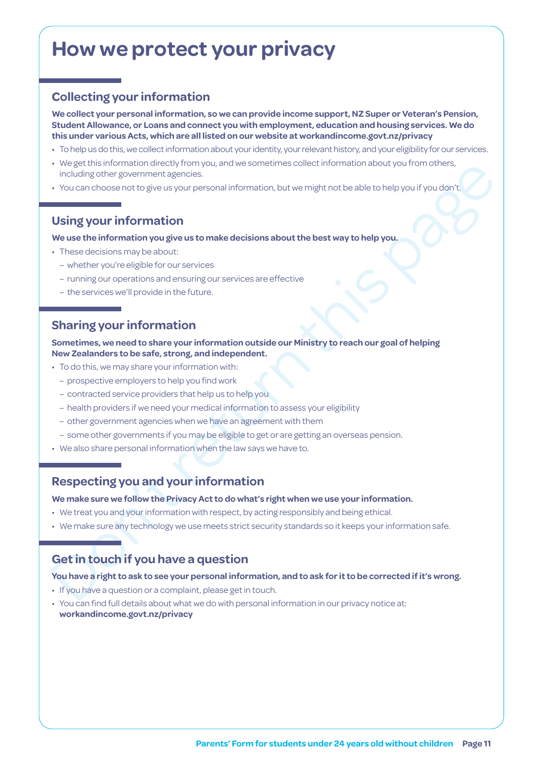# How we protect your privacy

## Collecting your information

**We collect your personal information, so we can provide income support, NZ Super or Veteran's Pension, Student Allowance, or Loans and connect you with employment, education and housing services. We do this under various Acts, which are all listed on our website at workandincome.govt.nz/privacy**

- To help us do this, we collect information about your identity, your relevant history, and your eligibility for our services.
- We get this information directly from you, and we sometimes collect information about you from others, including other government agencies.
- You can choose not to give us your personal information, but we might not be able to help you if you don't.

## Using your information

**We use the information you give us to make decisions about the best way to help you.**

- These decisions may be about:
  - whether you're eligible for our services
  - running our operations and ensuring our services are effective
  - the services we'll provide in the future.

## Sharing your information

**Sometimes, we need to share your information outside our Ministry to reach our goal of helping New Zealanders to be safe, strong, and independent.**

- To do this, we may share your information with:
  - prospective employers to help you find work
  - contracted service providers that help us to help you
  - health providers if we need your medical information to assess your eligibility
  - other government agencies when we have an agreement with them
  - some other governments if you may be eligible to get or are getting an overseas pension.
- We also share personal information when the law says we have to.

## Respecting you and your information

**We make sure we follow the Privacy Act to do what's right when we use your information.**

- We treat you and your information with respect, by acting responsibly and being ethical.
- We make sure any technology we use meets strict security standards so it keeps your information safe.

## Get in touch if you have a question

**You have a right to ask to see your personal information, and to ask for it to be corrected if it's wrong.**

- If you have a question or a complaint, please get in touch.
- You can find full details about what we do with personal information in our privacy notice at: **workandincome.govt.nz/privacy**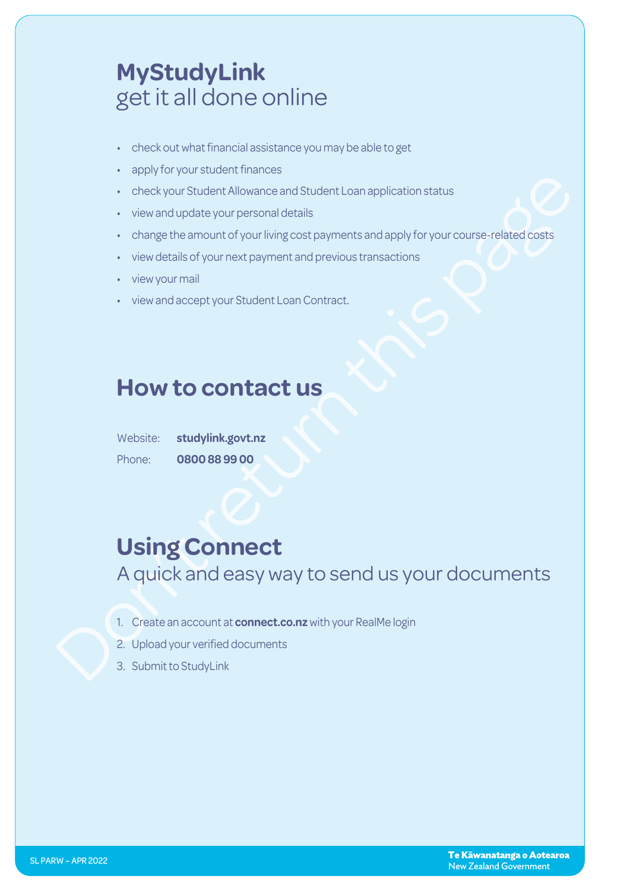## MyStudyLink
get it all done online

- check out what financial assistance you may be able to get
- apply for your student finances
- check your Student Allowance and Student Loan application status
- view and update your personal details
- change the amount of your living cost payments and apply for your course-related costs
- view details of your next payment and previous transactions
- view your mail
- view and accept your Student Loan Contract.

Don't return this page

## How to contact us

Website: **studylink.govt.nz**

Phone: **0800 88 99 00**

## Using Connect
A quick and easy way to send us your documents

1. Create an account at **connect.co.nz** with your RealMe login
2. Upload your verified documents
3. Submit to StudyLink

SL PARW – APR 2022

**Te Kāwanatanga o Aotearoa**
New Zealand Government